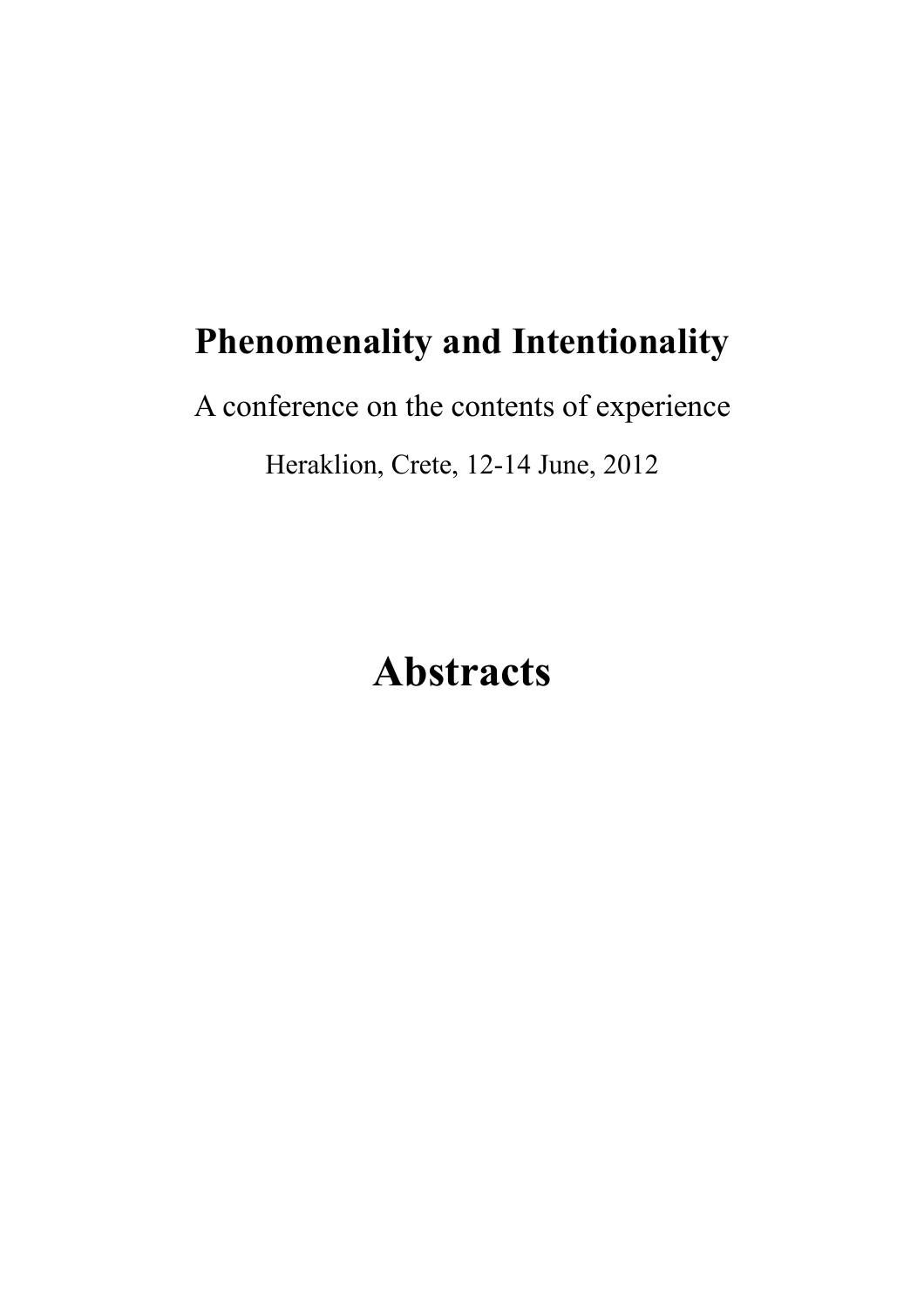# Phenomenality and Intentionality

A conference on the contents of experience

Heraklion, Crete, 12-14 June, 2012

# Abstracts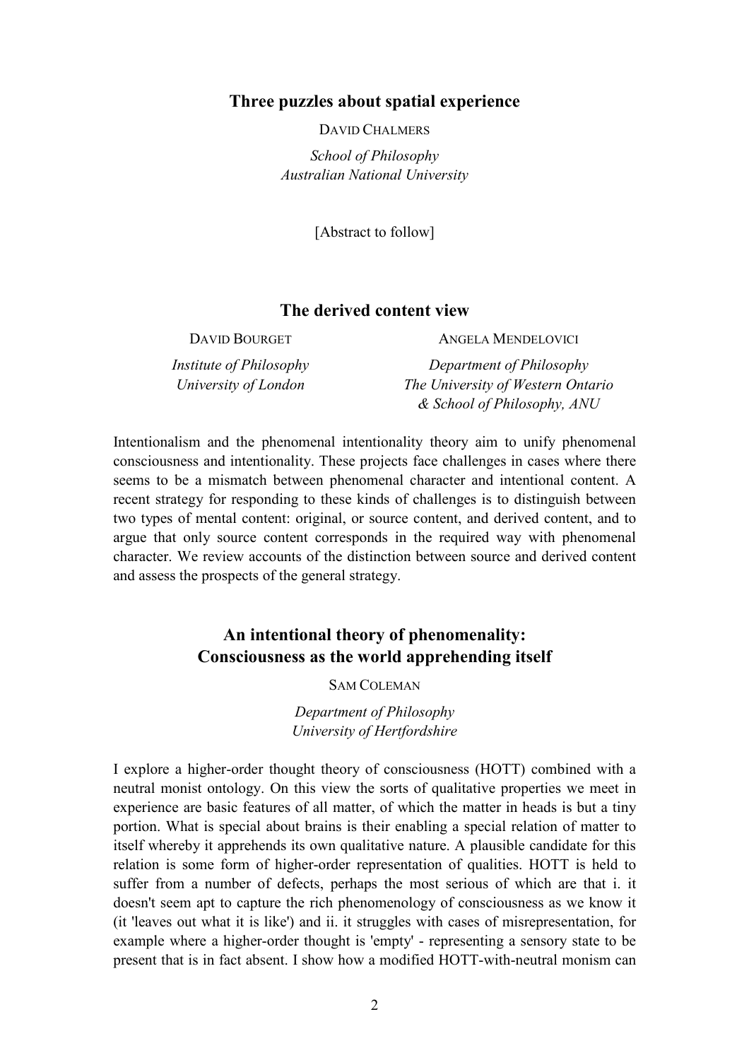## Three puzzles about spatial experience

DAVID CHALMERS

*School of Philosophy*
*Australian National University*

[Abstract to follow]

## The derived content view

DAVID BOURGET

*Institute of Philosophy*
*University of London*

ANGELA MENDELOVICI

*Department of Philosophy*
*The University of Western Ontario*
*& School of Philosophy, ANU*

Intentionalism and the phenomenal intentionality theory aim to unify phenomenal consciousness and intentionality. These projects face challenges in cases where there seems to be a mismatch between phenomenal character and intentional content. A recent strategy for responding to these kinds of challenges is to distinguish between two types of mental content: original, or source content, and derived content, and to argue that only source content corresponds in the required way with phenomenal character. We review accounts of the distinction between source and derived content and assess the prospects of the general strategy.

## An intentional theory of phenomenality: Consciousness as the world apprehending itself

SAM COLEMAN

*Department of Philosophy*
*University of Hertfordshire*

I explore a higher-order thought theory of consciousness (HOTT) combined with a neutral monist ontology. On this view the sorts of qualitative properties we meet in experience are basic features of all matter, of which the matter in heads is but a tiny portion. What is special about brains is their enabling a special relation of matter to itself whereby it apprehends its own qualitative nature. A plausible candidate for this relation is some form of higher-order representation of qualities. HOTT is held to suffer from a number of defects, perhaps the most serious of which are that i. it doesn't seem apt to capture the rich phenomenology of consciousness as we know it (it 'leaves out what it is like') and ii. it struggles with cases of misrepresentation, for example where a higher-order thought is 'empty' - representing a sensory state to be present that is in fact absent. I show how a modified HOTT-with-neutral monism can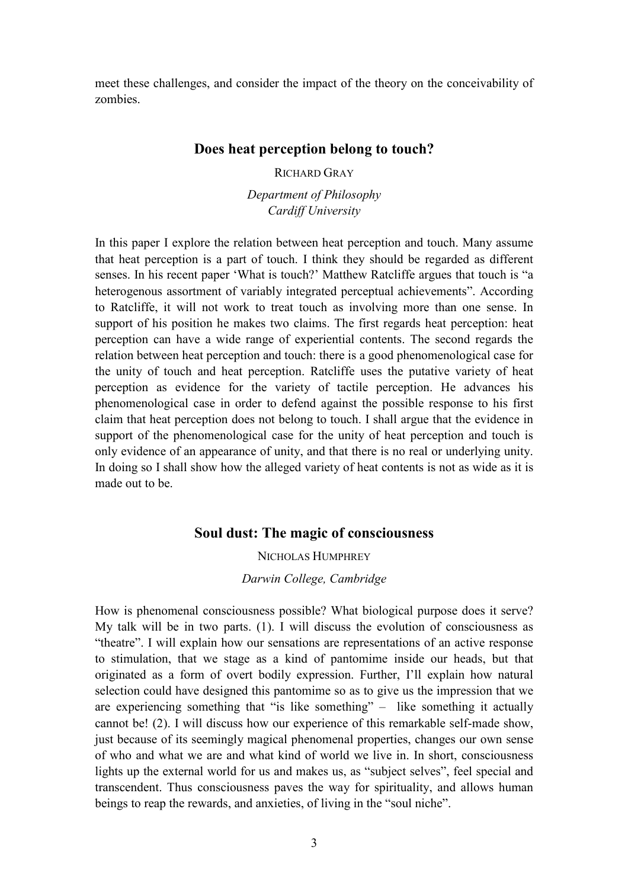meet these challenges, and consider the impact of the theory on the conceivability of zombies.

## Does heat perception belong to touch?

RICHARD GRAY

*Department of Philosophy*
*Cardiff University*

In this paper I explore the relation between heat perception and touch. Many assume that heat perception is a part of touch. I think they should be regarded as different senses. In his recent paper 'What is touch?' Matthew Ratcliffe argues that touch is "a heterogenous assortment of variably integrated perceptual achievements". According to Ratcliffe, it will not work to treat touch as involving more than one sense. In support of his position he makes two claims. The first regards heat perception: heat perception can have a wide range of experiential contents. The second regards the relation between heat perception and touch: there is a good phenomenological case for the unity of touch and heat perception. Ratcliffe uses the putative variety of heat perception as evidence for the variety of tactile perception. He advances his phenomenological case in order to defend against the possible response to his first claim that heat perception does not belong to touch. I shall argue that the evidence in support of the phenomenological case for the unity of heat perception and touch is only evidence of an appearance of unity, and that there is no real or underlying unity. In doing so I shall show how the alleged variety of heat contents is not as wide as it is made out to be.

## Soul dust: The magic of consciousness

NICHOLAS HUMPHREY

*Darwin College, Cambridge*

How is phenomenal consciousness possible? What biological purpose does it serve? My talk will be in two parts. (1). I will discuss the evolution of consciousness as "theatre". I will explain how our sensations are representations of an active response to stimulation, that we stage as a kind of pantomime inside our heads, but that originated as a form of overt bodily expression. Further, I'll explain how natural selection could have designed this pantomime so as to give us the impression that we are experiencing something that "is like something" – like something it actually cannot be! (2). I will discuss how our experience of this remarkable self-made show, just because of its seemingly magical phenomenal properties, changes our own sense of who and what we are and what kind of world we live in. In short, consciousness lights up the external world for us and makes us, as "subject selves", feel special and transcendent. Thus consciousness paves the way for spirituality, and allows human beings to reap the rewards, and anxieties, of living in the "soul niche".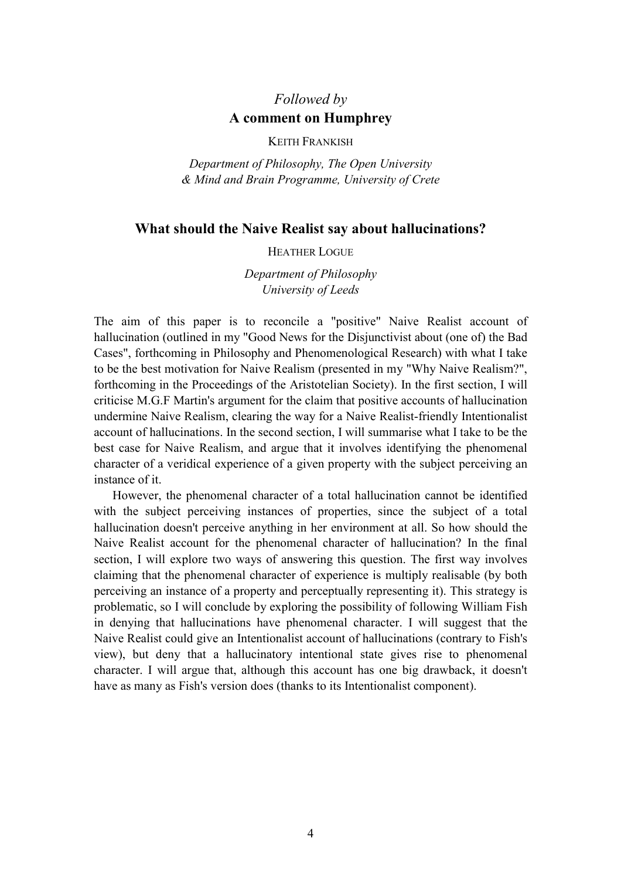*Followed by*

**A comment on Humphrey**

KEITH FRANKISH

*Department of Philosophy, The Open University*
*& Mind and Brain Programme, University of Crete*

## What should the Naive Realist say about hallucinations?

HEATHER LOGUE

*Department of Philosophy*
*University of Leeds*

The aim of this paper is to reconcile a "positive" Naive Realist account of hallucination (outlined in my "Good News for the Disjunctivist about (one of) the Bad Cases", forthcoming in Philosophy and Phenomenological Research) with what I take to be the best motivation for Naive Realism (presented in my "Why Naive Realism?", forthcoming in the Proceedings of the Aristotelian Society). In the first section, I will criticise M.G.F Martin's argument for the claim that positive accounts of hallucination undermine Naive Realism, clearing the way for a Naive Realist-friendly Intentionalist account of hallucinations. In the second section, I will summarise what I take to be the best case for Naive Realism, and argue that it involves identifying the phenomenal character of a veridical experience of a given property with the subject perceiving an instance of it.

However, the phenomenal character of a total hallucination cannot be identified with the subject perceiving instances of properties, since the subject of a total hallucination doesn't perceive anything in her environment at all. So how should the Naive Realist account for the phenomenal character of hallucination? In the final section, I will explore two ways of answering this question. The first way involves claiming that the phenomenal character of experience is multiply realisable (by both perceiving an instance of a property and perceptually representing it). This strategy is problematic, so I will conclude by exploring the possibility of following William Fish in denying that hallucinations have phenomenal character. I will suggest that the Naive Realist could give an Intentionalist account of hallucinations (contrary to Fish's view), but deny that a hallucinatory intentional state gives rise to phenomenal character. I will argue that, although this account has one big drawback, it doesn't have as many as Fish's version does (thanks to its Intentionalist component).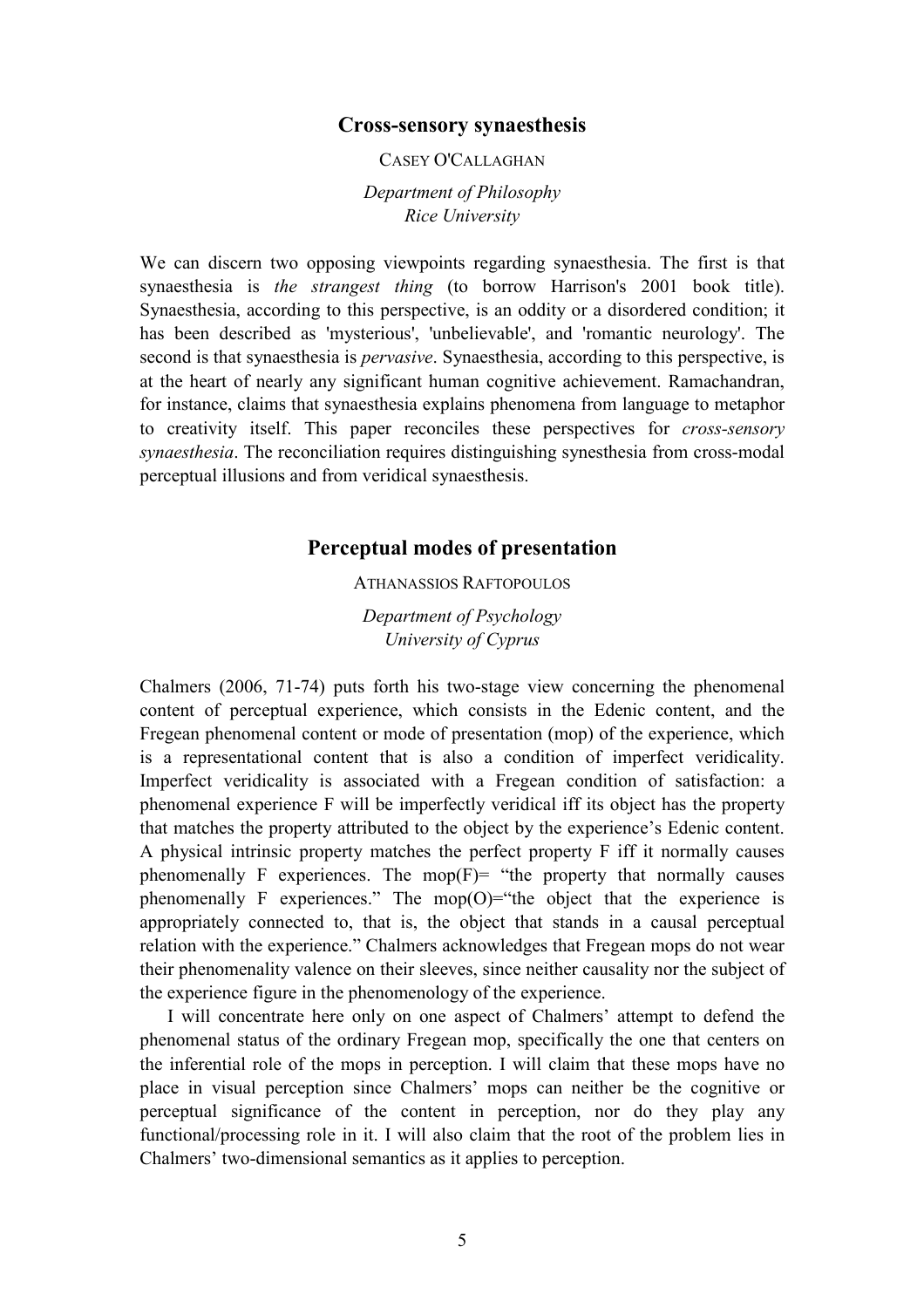## Cross-sensory synaesthesis

CASEY O'CALLAGHAN

*Department of Philosophy*
*Rice University*

We can discern two opposing viewpoints regarding synaesthesia. The first is that synaesthesia is *the strangest thing* (to borrow Harrison's 2001 book title). Synaesthesia, according to this perspective, is an oddity or a disordered condition; it has been described as 'mysterious', 'unbelievable', and 'romantic neurology'. The second is that synaesthesia is *pervasive*. Synaesthesia, according to this perspective, is at the heart of nearly any significant human cognitive achievement. Ramachandran, for instance, claims that synaesthesia explains phenomena from language to metaphor to creativity itself. This paper reconciles these perspectives for *cross-sensory synaesthesia*. The reconciliation requires distinguishing synesthesia from cross-modal perceptual illusions and from veridical synaesthesis.

## Perceptual modes of presentation

ATHANASSIOS RAFTOPOULOS

*Department of Psychology*
*University of Cyprus*

Chalmers (2006, 71-74) puts forth his two-stage view concerning the phenomenal content of perceptual experience, which consists in the Edenic content, and the Fregean phenomenal content or mode of presentation (mop) of the experience, which is a representational content that is also a condition of imperfect veridicality. Imperfect veridicality is associated with a Fregean condition of satisfaction: a phenomenal experience F will be imperfectly veridical iff its object has the property that matches the property attributed to the object by the experience's Edenic content. A physical intrinsic property matches the perfect property F iff it normally causes phenomenally F experiences. The mop(F)= "the property that normally causes phenomenally F experiences." The mop(O)="the object that the experience is appropriately connected to, that is, the object that stands in a causal perceptual relation with the experience." Chalmers acknowledges that Fregean mops do not wear their phenomenality valence on their sleeves, since neither causality nor the subject of the experience figure in the phenomenology of the experience.

I will concentrate here only on one aspect of Chalmers' attempt to defend the phenomenal status of the ordinary Fregean mop, specifically the one that centers on the inferential role of the mops in perception. I will claim that these mops have no place in visual perception since Chalmers' mops can neither be the cognitive or perceptual significance of the content in perception, nor do they play any functional/processing role in it. I will also claim that the root of the problem lies in Chalmers' two-dimensional semantics as it applies to perception.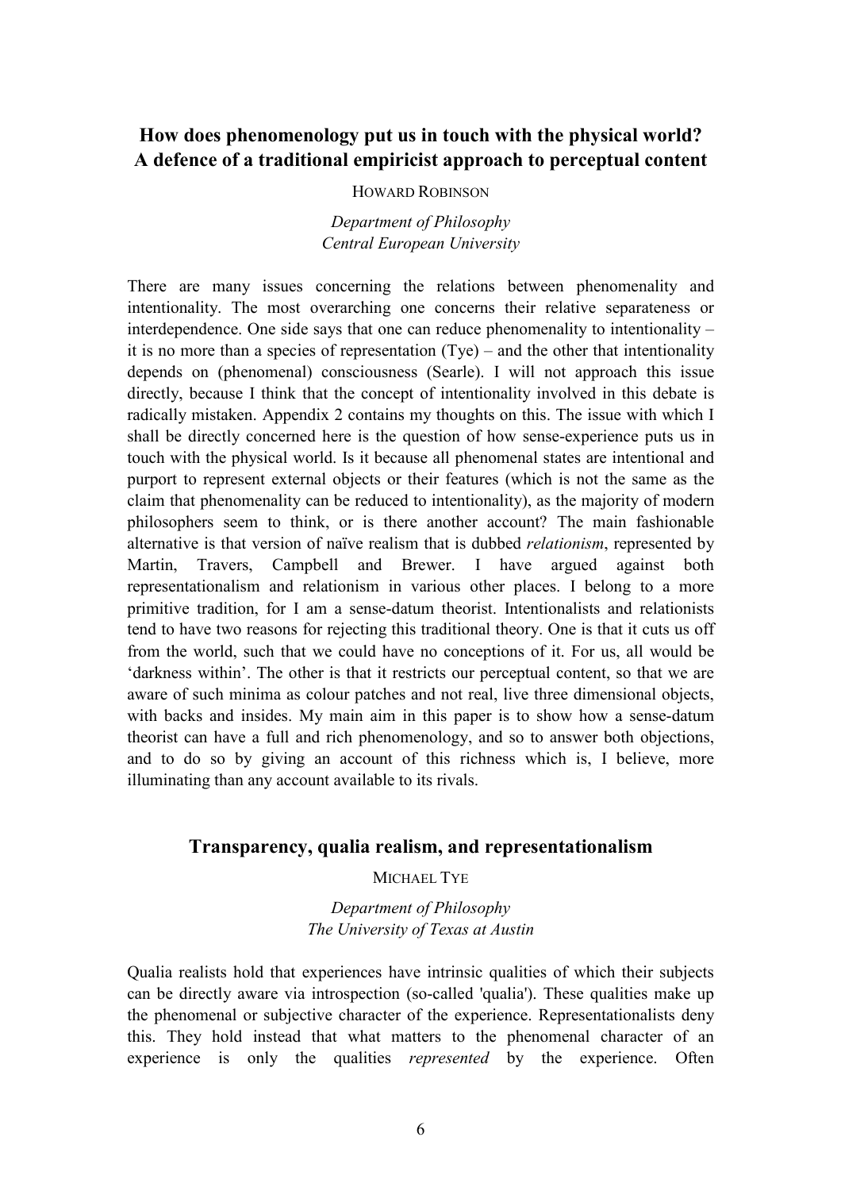## How does phenomenology put us in touch with the physical world? A defence of a traditional empiricist approach to perceptual content

HOWARD ROBINSON

*Department of Philosophy*
*Central European University*

There are many issues concerning the relations between phenomenality and intentionality. The most overarching one concerns their relative separateness or interdependence. One side says that one can reduce phenomenality to intentionality – it is no more than a species of representation (Tye) – and the other that intentionality depends on (phenomenal) consciousness (Searle). I will not approach this issue directly, because I think that the concept of intentionality involved in this debate is radically mistaken. Appendix 2 contains my thoughts on this. The issue with which I shall be directly concerned here is the question of how sense-experience puts us in touch with the physical world. Is it because all phenomenal states are intentional and purport to represent external objects or their features (which is not the same as the claim that phenomenality can be reduced to intentionality), as the majority of modern philosophers seem to think, or is there another account? The main fashionable alternative is that version of naïve realism that is dubbed *relationism*, represented by Martin, Travers, Campbell and Brewer. I have argued against both representationalism and relationism in various other places. I belong to a more primitive tradition, for I am a sense-datum theorist. Intentionalists and relationists tend to have two reasons for rejecting this traditional theory. One is that it cuts us off from the world, such that we could have no conceptions of it. For us, all would be 'darkness within'. The other is that it restricts our perceptual content, so that we are aware of such minima as colour patches and not real, live three dimensional objects, with backs and insides. My main aim in this paper is to show how a sense-datum theorist can have a full and rich phenomenology, and so to answer both objections, and to do so by giving an account of this richness which is, I believe, more illuminating than any account available to its rivals.

## Transparency, qualia realism, and representationalism

MICHAEL TYE

*Department of Philosophy*
*The University of Texas at Austin*

Qualia realists hold that experiences have intrinsic qualities of which their subjects can be directly aware via introspection (so-called 'qualia'). These qualities make up the phenomenal or subjective character of the experience. Representationalists deny this. They hold instead that what matters to the phenomenal character of an experience is only the qualities *represented* by the experience. Often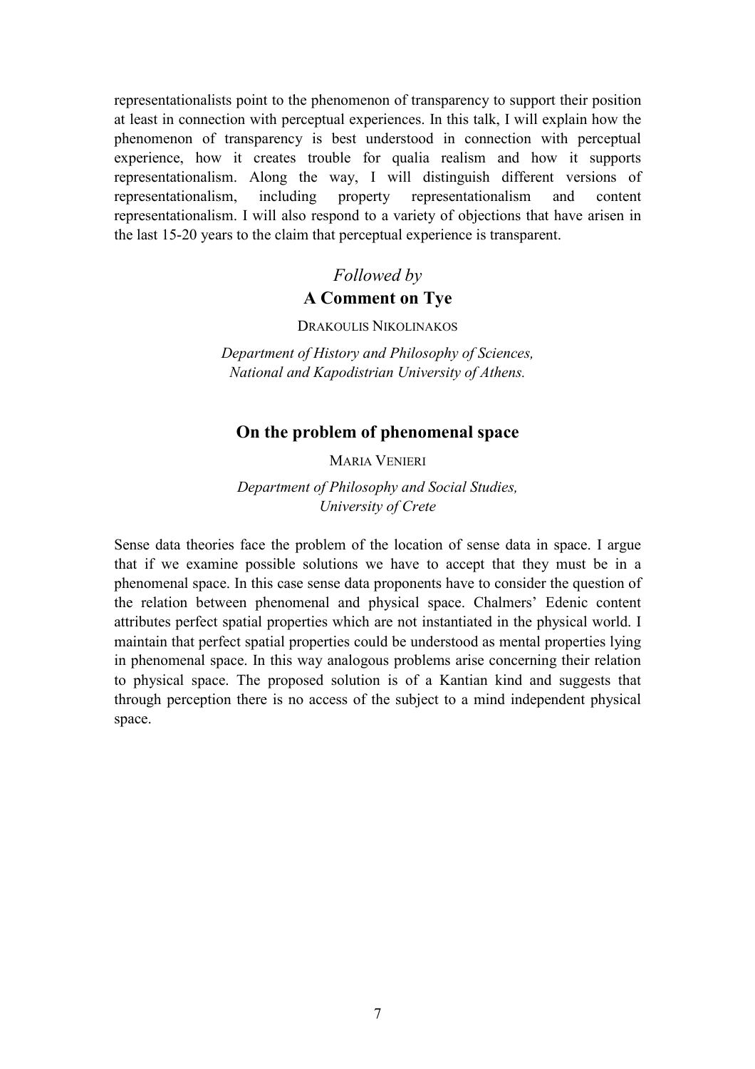representationalists point to the phenomenon of transparency to support their position at least in connection with perceptual experiences. In this talk, I will explain how the phenomenon of transparency is best understood in connection with perceptual experience, how it creates trouble for qualia realism and how it supports representationalism. Along the way, I will distinguish different versions of representationalism, including property representationalism and content representationalism. I will also respond to a variety of objections that have arisen in the last 15-20 years to the claim that perceptual experience is transparent.

*Followed by*

### A Comment on Tye

DRAKOULIS NIKOLINAKOS

*Department of History and Philosophy of Sciences, National and Kapodistrian University of Athens.*

## On the problem of phenomenal space

MARIA VENIERI

*Department of Philosophy and Social Studies, University of Crete*

Sense data theories face the problem of the location of sense data in space. I argue that if we examine possible solutions we have to accept that they must be in a phenomenal space. In this case sense data proponents have to consider the question of the relation between phenomenal and physical space. Chalmers' Edenic content attributes perfect spatial properties which are not instantiated in the physical world. I maintain that perfect spatial properties could be understood as mental properties lying in phenomenal space. In this way analogous problems arise concerning their relation to physical space. The proposed solution is of a Kantian kind and suggests that through perception there is no access of the subject to a mind independent physical space.